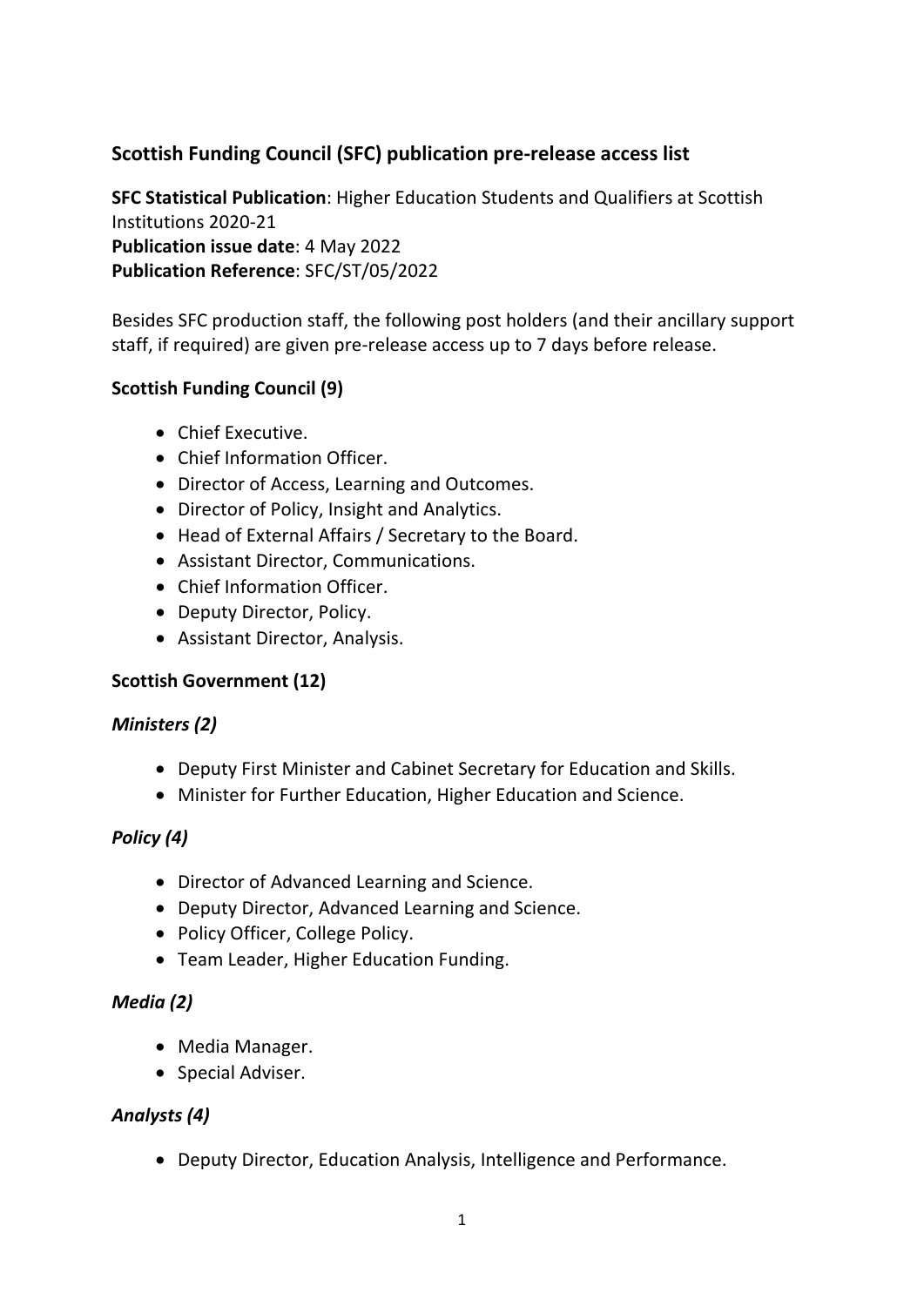## Scottish Funding Council (SFC) publication pre-release access list

**SFC Statistical Publication**: Higher Education Students and Qualifiers at Scottish Institutions 2020-21
**Publication issue date**: 4 May 2022
**Publication Reference**: SFC/ST/05/2022

Besides SFC production staff, the following post holders (and their ancillary support staff, if required) are given pre-release access up to 7 days before release.

### Scottish Funding Council (9)

- Chief Executive.
- Chief Information Officer.
- Director of Access, Learning and Outcomes.
- Director of Policy, Insight and Analytics.
- Head of External Affairs / Secretary to the Board.
- Assistant Director, Communications.
- Chief Information Officer.
- Deputy Director, Policy.
- Assistant Director, Analysis.

### Scottish Government (12)

#### *Ministers (2)*

- Deputy First Minister and Cabinet Secretary for Education and Skills.
- Minister for Further Education, Higher Education and Science.

#### *Policy (4)*

- Director of Advanced Learning and Science.
- Deputy Director, Advanced Learning and Science.
- Policy Officer, College Policy.
- Team Leader, Higher Education Funding.

#### *Media (2)*

- Media Manager.
- Special Adviser.

#### *Analysts (4)*

- Deputy Director, Education Analysis, Intelligence and Performance.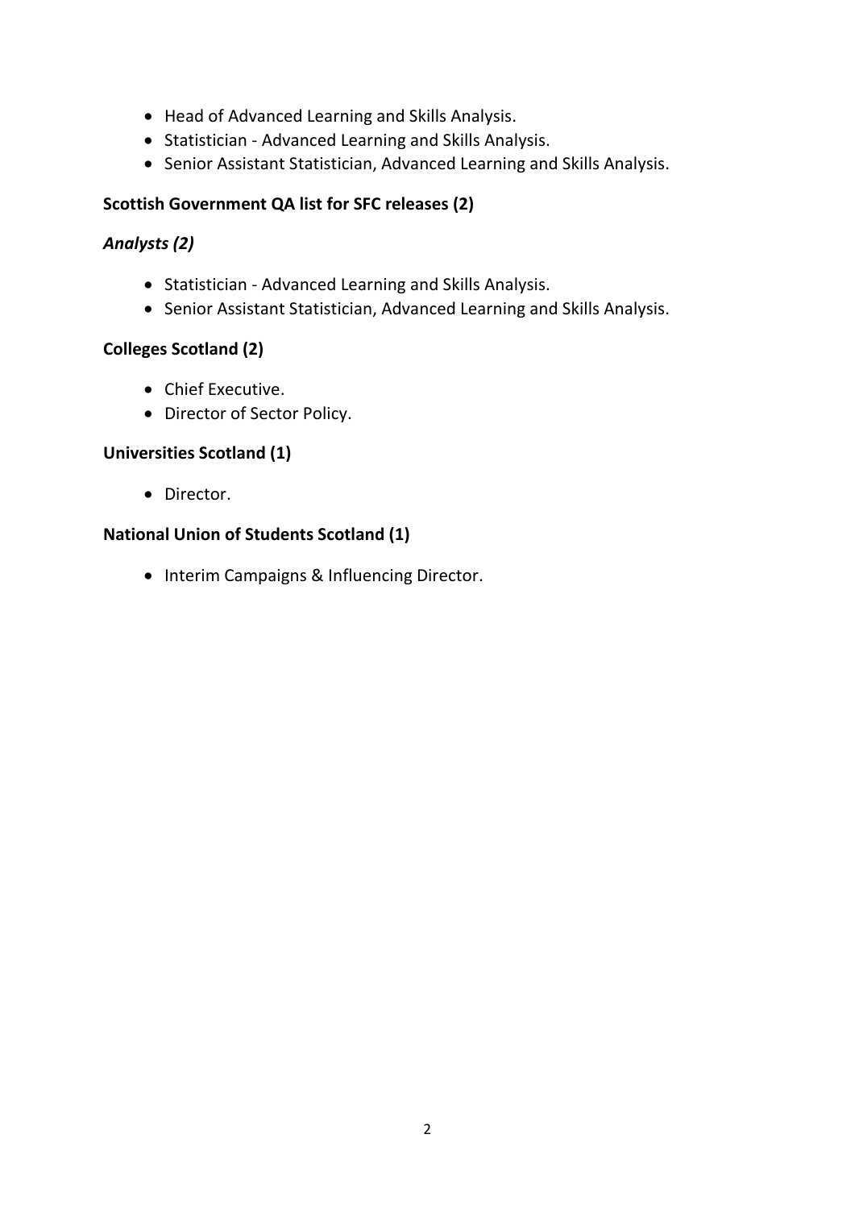- Head of Advanced Learning and Skills Analysis.
- Statistician - Advanced Learning and Skills Analysis.
- Senior Assistant Statistician, Advanced Learning and Skills Analysis.

**Scottish Government QA list for SFC releases (2)**

***Analysts (2)***

- Statistician - Advanced Learning and Skills Analysis.
- Senior Assistant Statistician, Advanced Learning and Skills Analysis.

**Colleges Scotland (2)**

- Chief Executive.
- Director of Sector Policy.

**Universities Scotland (1)**

- Director.

**National Union of Students Scotland (1)**

- Interim Campaigns & Influencing Director.